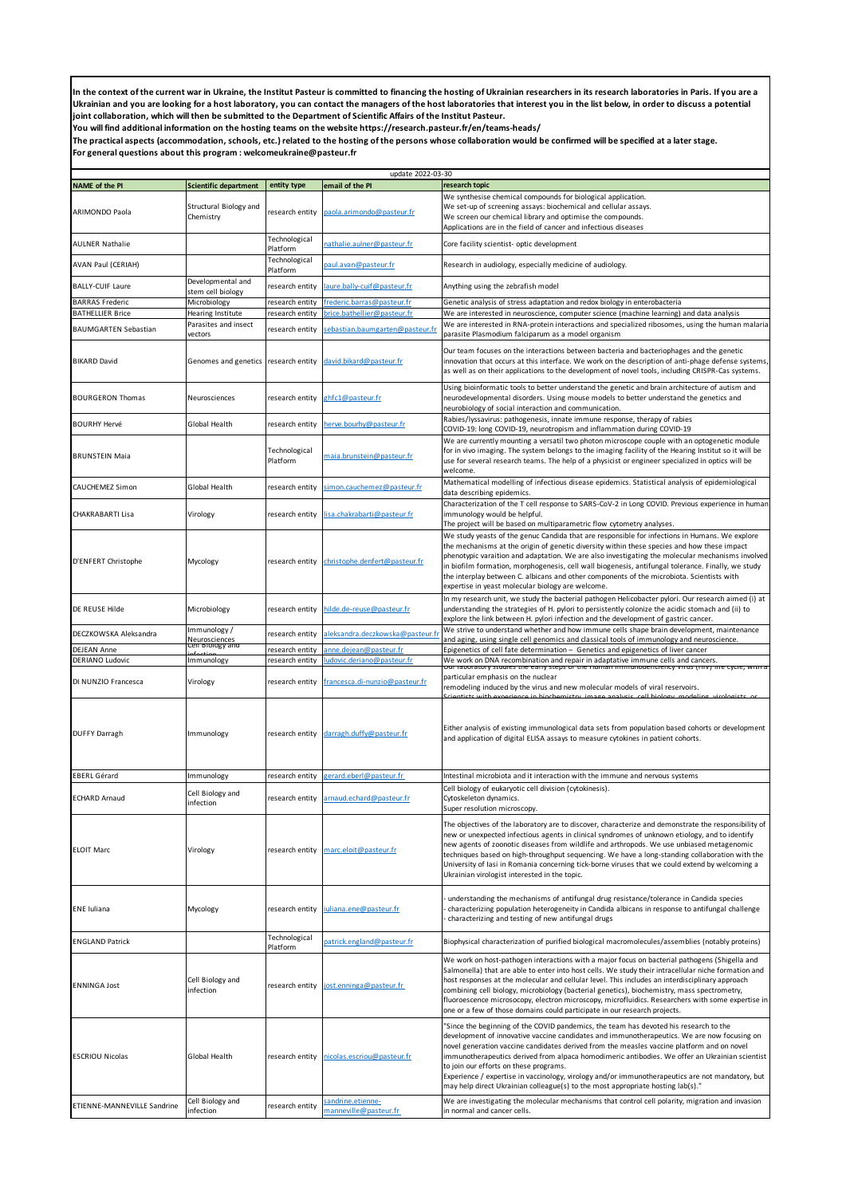**In the context of the current war in Ukraine, the Institut Pasteur is committed to financing the hosting of Ukrainian researchers in its research laboratories in Paris. If you are a Ukrainian and you are looking for a host laboratory, you can contact the managers of the host laboratories that interest you in the list below, in order to discuss a potential joint collaboration, which will then be submitted to the Department of Scientific Affairs of the Institut Pasteur.**

**You will find additional information on the hosting teams on the website https://research.pasteur.fr/en/teams-heads/**

**The practical aspects (accommodation, schools, etc.) related to the hosting of the persons whose collaboration would be confirmed will be specified at a later stage.**

**For general questions about this program : welcomeukraine@pasteur.fr**

update 2022-03-30

| NAME of the PI | Scientific department | entity type | email of the PI | research topic |
|---|---|---|---|---|
| ARIMONDO Paola | Structural Biology and Chemistry | research entity | paola.arimondo@pasteur.fr | We synthesise chemical compounds for biological application. We set-up of screening assays: biochemical and cellular assays. We screen our chemical library and optimise the compounds. Applications are in the field of cancer and infectious diseases |
| AULNER Nathalie | | Technological Platform | nathalie.aulner@pasteur.fr | Core facility scientist- optic development |
| AVAN Paul (CERIAH) | | Technological Platform | paul.avan@pasteur.fr | Research in audiology, especially medicine of audiology. |
| BALLY-CUIF Laure | Developmental and stem cell biology | research entity | laure.bally-cuif@pasteur.fr | Anything using the zebrafish model |
| BARRAS Frederic | Microbiology | research entity | frederic.barras@pasteur.fr | Genetic analysis of stress adaptation and redox biology in enterobacteria |
| BATHELLIER Brice | Hearing Institute | research entity | brice.bathellier@pasteur.fr | We are interested in neuroscience, computer science (machine learning) and data analysis |
| BAUMGARTEN Sebastian | Parasites and insect vectors | research entity | sebastian.baumgarten@pasteur.fr | We are interested in RNA-protein interactions and specialized ribosomes, using the human malaria parasite Plasmodium falciparum as a model organism |
| BIKARD David | Genomes and genetics | research entity | david.bikard@pasteur.fr | Our team focuses on the interactions between bacteria and bacteriophages and the genetic innovation that occurs at this interface. We work on the description of anti-phage defense systems, as well as on their applications to the development of novel tools, including CRISPR-Cas systems. |
| BOURGERON Thomas | Neurosciences | research entity | ghfc1@pasteur.fr | Using bioinformatic tools to better understand the genetic and brain architecture of autism and neurodevelopmental disorders. Using mouse models to better understand the genetics and neurobiology of social interaction and communication. |
| BOURHY Hervé | Global Health | research entity | herve.bourhy@pasteur.fr | Rabies/lyssavirus: pathogenesis, innate immune response, therapy of rabies COVID-19: long COVID-19, neurotropism and inflammation during COVID-19 |
| BRUNSTEIN Maia | | Technological Platform | maia.brunstein@pasteur.fr | We are currently mounting a versatil two photon microscope couple with an optogenetic module for in vivo imaging. The system belongs to the imaging facility of the Hearing Institut so it will be use for several research teams. The help of a physicist or engineer specialized in optics will be welcome. |
| CAUCHEMEZ Simon | Global Health | research entity | simon.cauchemez@pasteur.fr | Mathematical modelling of infectious disease epidemics. Statistical analysis of epidemiological data describing epidemics. |
| CHAKRABARTI Lisa | Virology | research entity | lisa.chakrabarti@pasteur.fr | Characterization of the T cell response to SARS-CoV-2 in Long COVID. Previous experience in human immunology would be helpful. The project will be based on multiparametric flow cytometry analyses. |
| D'ENFERT Christophe | Mycology | research entity | christophe.denfert@pasteur.fr | We study yeasts of the genuc Candida that are responsible for infections in Humans. We explore the mechanisms at the origin of genetic diversity within these species and how these impact phenotypic varaition and adaptation. We are also investigating the molecular mechanisms involved in biofilm formation, morphogenesis, cell wall biogenesis, antifungal tolerance. Finally, we study the interplay between C. albicans and other components of the microbiota. Scientists with expertise in yeast molecular biology are welcome. |
| DE REUSE Hilde | Microbiology | research entity | hilde.de-reuse@pasteur.fr | In my research unit, we study the bacterial pathogen Helicobacter pylori. Our research aimed (i) at understanding the strategies of H. pylori to persistently colonize the acidic stomach and (ii) to explore the link between H. pylori infection and the development of gastric cancer. |
| DECZKOWSKA Aleksandra | Immunology / Neurosciences | research entity | aleksandra.deczkowska@pasteur.fr | We strive to understand whether and how immune cells shape brain development, maintenance and aging, using single cell genomics and classical tools of immunology and neuroscience. |
| DEJEAN Anne | Cell Biology and infection | research entity | anne.dejean@pasteur.fr | Epigenetics of cell fate determination – Genetics and epigenetics of liver cancer |
| DERIANO Ludovic | Immunology | research entity | ludovic.deriano@pasteur.fr | We work on DNA recombination and repair in adaptative immune cells and cancers. |
| DI NUNZIO Francesca | Virology | research entity | francesca.di-nunzio@pasteur.fr | Our laboratory studies the early steps of the human immunodeficiency virus (HIV) life cycle, with a particular emphasis on the nuclear remodeling induced by the virus and new molecular models of viral reservoirs. Scientists with experience in biochemistry, image analysis, cell biology, modeling, virologists or |
| DUFFY Darragh | Immunology | research entity | darragh.duffy@pasteur.fr | Either analysis of existing immunological data sets from population based cohorts or development and application of digital ELISA assays to measure cytokines in patient cohorts. |
| EBERL Gérard | Immunology | research entity | gerard.eberl@pasteur.fr | Intestinal microbiota and it interaction with the immune and nervous systems |
| ECHARD Arnaud | Cell Biology and infection | research entity | arnaud.echard@pasteur.fr | Cell biology of eukaryotic cell division (cytokinesis). Cytoskeleton dynamics. Super resolution microscopy. |
| ELOIT Marc | Virology | research entity | marc.eloit@pasteur.fr | The objectives of the laboratory are to discover, characterize and demonstrate the responsibility of new or unexpected infectious agents in clinical syndromes of unknown etiology, and to identify new agents of zoonotic diseases from wildlife and arthropods. We use unbiased metagenomic techniques based on high-throughput sequencing. We have a long-standing collaboration with the University of Iasi in Romania concerning tick-borne viruses that we could extend by welcoming a Ukrainian virologist interested in the topic. |
| ENE Iuliana | Mycology | research entity | iuliana.ene@pasteur.fr | - understanding the mechanisms of antifungal drug resistance/tolerance in Candida species - characterizing population heterogeneity in Candida albicans in response to antifungal challenge - characterizing and testing of new antifungal drugs |
| ENGLAND Patrick | | Technological Platform | patrick.england@pasteur.fr | Biophysical characterization of purified biological macromolecules/assemblies (notably proteins) |
| ENNINGA Jost | Cell Biology and infection | research entity | jost.enninga@pasteur.fr | We work on host-pathogen interactions with a major focus on bacterial pathogens (Shigella and Salmonella) that are able to enter into host cells. We study their intracellular niche formation and host responses at the molecular and cellular level. This includes an interdisciplinary approach combining cell biology, microbiology (bacterial genetics), biochemistry, mass spectrometry, fluoroescence microscopy, electron microscopy, microfluidics. Researchers with some expertise in one or a few of those domains could participate in our research projects. |
| ESCRIOU Nicolas | Global Health | research entity | nicolas.escriou@pasteur.fr | "Since the beginning of the COVID pandemics, the team has devoted his research to the development of innovative vaccine candidates and immunotherapeutics. We are now focusing on novel generation vaccine candidates derived from the measles vaccine platform and on novel immunotherapeutics derived from alpaca homodimeric antibodies. We offer an Ukrainian scientist to join our efforts on these programs. Experience / expertise in vaccinology, virology and/or immunotherapeutics are not mandatory, but may help direct Ukrainian colleague(s) to the most appropriate hosting lab(s)." |
| ETIENNE-MANNEVILLE Sandrine | Cell Biology and infection | research entity | sandrine.etienne-manneville@pasteur.fr | We are investigating the molecular mechanisms that control cell polarity, migration and invasion in normal and cancer cells. |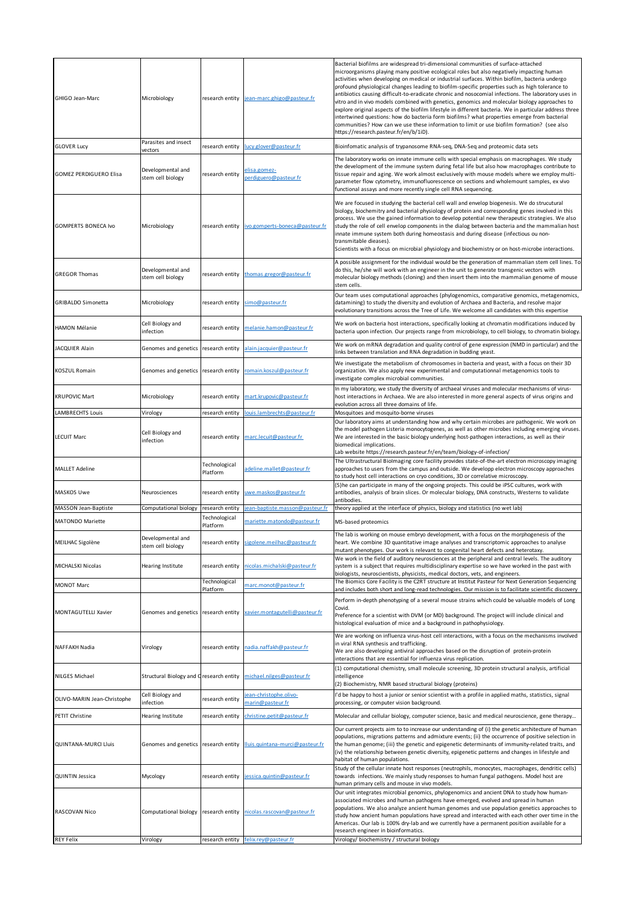| | | | | |
|---|---|---|---|---|
| GHIGO Jean-Marc | Microbiology | research entity | jean-marc.ghigo@pasteur.fr | Bacterial biofilms are widespread tri-dimensional communities of surface-attached microorganisms playing many positive ecological roles but also negatively impacting human activities when developing on medical or industrial surfaces. Within biofilm, bacteria undergo profound physiological changes leading to biofilm-specific properties such as high tolerance to antibiotics causing difficult-to-eradicate chronic and nosocomial infections. The laboratory uses in vitro and in vivo models combined with genetics, genomics and molecular biology approaches to explore original aspects of the biofilm lifestyle in different bacteria. We in particular address three intertwined questions: how do bacteria form biofilms? what properties emerge from bacterial communities? How can we use these information to limit or use biofilm formation? (see also https://research.pasteur.fr/en/b/1iD). |
| GLOVER Lucy | Parasites and insect vectors | research entity | lucy.glover@pasteur.fr | Bioinfomatic analysis of trypanosome RNA-seq, DNA-Seq and proteomic data sets |
| GOMEZ PERDIGUERO Elisa | Developmental and stem cell biology | research entity | elisa.gomez-perdiguero@pasteur.fr | The laboratory works on innate immune cells with special emphasis on macrophages. We study the development of the immune system during fetal life but also how macrophages contribute to tissue repair and aging. We work almost exclusively with mouse models where we employ multi-parameter flow cytometry, immunofluorescence on sections and wholemount samples, ex vivo functional assays and more recently single cell RNA sequencing. |
| GOMPERTS BONECA Ivo | Microbiology | research entity | ivo.gomperts-boneca@pasteur.fr | We are focused in studying the bacterial cell wall and envelop biogenesis. We do strucutural biology, biochemitry and bacterial physiology of protein and corresponding genes involved in this process. We use the gained information to develop potential new therapeutic strategies. We also study the role of cell envelop components in the dialog between bacteria and the mammalian host innate immune system both during homeostasis and during disease (infectious ou non-transmitable dieases).<br>Scientists with a focus on microbial physiology and biochemistry or on host-microbe interactions. |
| GREGOR Thomas | Developmental and stem cell biology | research entity | thomas.gregor@pasteur.fr | A possible assignment for the individual would be the generation of mammalian stem cell lines. To do this, he/she will work with an engineer in the unit to generate transgenic vectors with molecular biology methods (cloning) and then insert them into the mammalian genome of mouse stem cells. |
| GRIBALDO Simonetta | Microbiology | research entity | simo@pasteur.fr | Our team uses computational approaches (phylogenomics, comparative genomics, metagenomics, datamining) to study the diversity and evolution of Archaea and Bacteria, and resolve major evolutionary transitions across the Tree of Life. We welcome all candidates with this expertise |
| HAMON Mélanie | Cell Biology and infection | research entity | melanie.hamon@pasteur.fr | We work on bacteria host interactions, specifically looking at chromatin modifications induced by bacteria upon infection. Our projects range from microbiology, to cell biology, to chromatin biology. |
| JACQUIER Alain | Genomes and genetics | research entity | alain.jacquier@pasteur.fr | We work on mRNA degradation and quality control of gene expression (NMD in particular) and the links between translation and RNA degradation in budding yeast. |
| KOSZUL Romain | Genomes and genetics | research entity | romain.koszul@pasteur.fr | We investigate the metabolism of chromosomes in bacteria and yeast, with a focus on their 3D organization. We also apply new experimental and computationnal metagenomics tools to investigate complex microbial communities. |
| KRUPOVIC Mart | Microbiology | research entity | mart.krupovic@pasteur.fr | In my laboratory, we study the diversity of archaeal viruses and molecular mechanisms of virus-host interactions in Archaea. We are also interested in more general aspects of virus origins and evolution across all three domains of life. |
| LAMBRECHTS Louis | Virology | research entity | louis.lambrechts@pasteur.fr | Mosquitoes and mosquito-borne viruses |
| LECUIT Marc | Cell Biology and infection | research entity | marc.lecuit@pasteur.fr | Our laboratory aims at understanding how and why certain microbes are pathogenic. We work on the model pathogen Listeria monocytogenes, as well as other microbes including emerging viruses. We are interested in the basic biology underlying host-pathogen interactions, as well as their biomedical implications.<br>Lab website https://research.pasteur.fr/en/team/biology-of-infection/ |
| MALLET Adeline | | Technological Platform | adeline.mallet@pasteur.fr | The Ultrastructural BioImaging core facility provides state-of-the-art electron microscopy imaging approaches to users from the campus and outside. We developp electron microscopy approaches to study host cell interactions on cryo conditions, 3D or correlative microscopy. |
| MASKOS Uwe | Neurosciences | research entity | uwe.maskos@pasteur.fr | (S)he can participate in many of the ongoing projects. This could be iPSC cultures, work with antibodies, analysis of brain slices. Or molecular biology, DNA constructs, Westerns to validate antibodies. |
| MASSON Jean-Baptiste | Computational biology | research entity | jean-baptiste.masson@pasteur.fr | theory applied at the interface of physics, biology and statistics (no wet lab) |
| MATONDO Mariette | | Technological Platform | mariette.matondo@pasteur.fr | MS-based proteomics |
| MEILHAC Sigolène | Developmental and stem cell biology | research entity | sigolene.meilhac@pasteur.fr | The lab is working on mouse embryo development, with a focus on the morphogenesis of the heart. We combine 3D quantitative image analyses and transcriptomic approaches to analyse mutant phenotypes. Our work is relevant to congenital heart defects and heterotaxy. |
| MICHALSKI Nicolas | Hearing Institute | research entity | nicolas.michalski@pasteur.fr | We work in the field of auditory neurosciences at the peripheral and central levels. The auditory system is a subject that requires multidisciplinary expertise so we have worked in the past with biologists, neuroscientists, physicists, medical doctors, vets, and engineers. |
| MONOT Marc | | Technological Platform | marc.monot@pasteur.fr | The Biomics Core Facility is the C2RT structure at Institut Pasteur for Next Generation Sequencing and includes both short and long-read technologies. Our mission is to facilitate scientific discovery |
| MONTAGUTELLI Xavier | Genomes and genetics | research entity | xavier.montagutelli@pasteur.fr | Perform in-depth phenotyping of a several mouse strains which could be valuable models of Long Covid.<br>Preference for a scientist with DVM (or MD) background. The project will include clinical and histological evaluation of mice and a background in pathophysiology. |
| NAFFAKH Nadia | Virology | research entity | nadia.naffakh@pasteur.fr | We are working on influenza virus-host cell interactions, with a focus on the mechanisms involved in viral RNA synthesis and trafficking.<br>We are also developing antiviral approaches based on the disruption of protein-protein interactions that are essential for influenza virus replication. |
| NILGES Michael | Structural Biology and C | research entity | michael.nilges@pasteur.fr | (1) computational chemistry, small molecule screening, 3D protein structural analysis, artificial intelligence<br>(2) Biochemistry, NMR based structural biology (proteins) |
| OLIVO-MARIN Jean-Christophe | Cell Biology and infection | research entity | jean-christophe.olivo-marin@pasteur.fr | I'd be happy to host a junior or senior scientist with a profile in applied maths, statistics, signal processing, or computer vision background. |
| PETIT Christine | Hearing Institute | research entity | christine.petit@pasteur.fr | Molecular and cellular biology, computer science, basic and medical neuroscience, gene therapy… |
| QUINTANA-MURCI Lluis | Genomes and genetics | research entity | lluis.quintana-murci@pasteur.fr | Our current projects aim to to increase our understanding of (i) the genetic architecture of human populations, migrations patterns and admixture events; (ii) the occurrence of positive selection in the human genome; (iii) the genetic and epigenetic determinants of immunity-related traits, and (iv) the relationship between genetic diversity, epigenetic patterns and changes in lifestyle and habitat of human populations. |
| QUINTIN Jessica | Mycology | research entity | jessica.quintin@pasteur.fr | Study of the cellular innate host responses (neutrophils, monocytes, macrophages, dendritic cells) towards infections. We mainly study responses to human fungal pathogens. Model host are human primary cells and mouse in vivo models. |
| RASCOVAN Nico | Computational biology | research entity | nicolas.rascovan@pasteur.fr | Our unit integrates microbial genomics, phylogenomics and ancient DNA to study how human-associated microbes and human pathogens have emerged, evolved and spread in human populations. We also analyze ancient human genomes and use population genetics approaches to study how ancient human populations have spread and interacted with each other over time in the Americas. Our lab is 100% dry-lab and we currently have a permanent position available for a research engineer in bioinformatics. |
| REY Felix | Virology | research entity | felix.rey@pasteur.fr | Virology/ biochemistry / structural biology |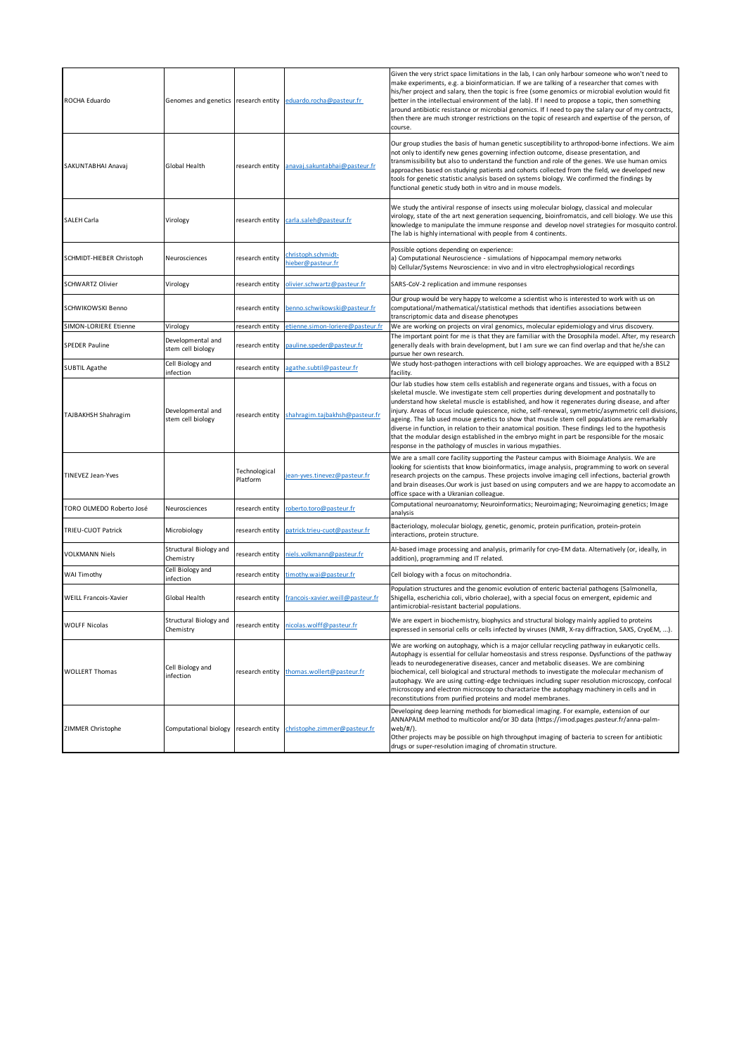| | | | | |
|---|---|---|---|---|
| ROCHA Eduardo | Genomes and genetics | research entity | eduardo.rocha@pasteur.fr | Given the very strict space limitations in the lab, I can only harbour someone who won't need to make experiments, e.g. a bioinformatician. If we are talking of a researcher that comes with his/her project and salary, then the topic is free (some genomics or microbial evolution would fit better in the intellectual environment of the lab). If I need to propose a topic, then something around antibiotic resistance or microbial genomics. If I need to pay the salary our of my contracts, then there are much stronger restrictions on the topic of research and expertise of the person, of course. |
| SAKUNTABHAI Anavaj | Global Health | research entity | anavaj.sakuntabhai@pasteur.fr | Our group studies the basis of human genetic susceptibility to arthropod-borne infections. We aim not only to identify new genes governing infection outcome, disease presentation, and transmissibility but also to understand the function and role of the genes. We use human omics approaches based on studying patients and cohorts collected from the field, we developed new tools for genetic statistic analysis based on systems biology. We confirmed the findings by functional genetic study both in vitro and in mouse models. |
| SALEH Carla | Virology | research entity | carla.saleh@pasteur.fr | We study the antiviral response of insects using molecular biology, classical and molecular virology, state of the art next generation sequencing, bioinfromatcis, and cell biology. We use this knowledge to manipulate the immune response and develop novel strategies for mosquito control. The lab is highly international with people from 4 continents. |
| SCHMIDT-HIEBER Christoph | Neurosciences | research entity | christoph.schmidt-hieber@pasteur.fr | Possible options depending on experience:<br>a) Computational Neuroscience - simulations of hippocampal memory networks<br>b) Cellular/Systems Neuroscience: in vivo and in vitro electrophysiological recordings |
| SCHWARTZ Olivier | Virology | research entity | olivier.schwartz@pasteur.fr | SARS-CoV-2 replication and immune responses |
| SCHWIKOWSKI Benno | | research entity | benno.schwikowski@pasteur.fr | Our group would be very happy to welcome a scientist who is interested to work with us on computational/mathematical/statistical methods that identifies associations between transcriptomic data and disease phenotypes |
| SIMON-LORIERE Etienne | Virology | research entity | etienne.simon-loriere@pasteur.fr | We are working on projects on viral genomics, molecular epidemiology and virus discovery. |
| SPEDER Pauline | Developmental and stem cell biology | research entity | pauline.speder@pasteur.fr | The important point for me is that they are familiar with the Drosophila model. After, my research generally deals with brain development, but I am sure we can find overlap and that he/she can pursue her own research. |
| SUBTIL Agathe | Cell Biology and infection | research entity | agathe.subtil@pasteur.fr | We study host-pathogen interactions with cell biology approaches. We are equipped with a BSL2 facility. |
| TAJBAKHSH Shahragim | Developmental and stem cell biology | research entity | shahragim.tajbakhsh@pasteur.fr | Our lab studies how stem cells establish and regenerate organs and tissues, with a focus on skeletal muscle. We investigate stem cell properties during development and postnatally to understand how skeletal muscle is established, and how it regenerates during disease, and after injury. Areas of focus include quiescence, niche, self-renewal, symmetric/asymmetric cell divisions, ageing. The lab used mouse genetics to show that muscle stem cell populations are remarkably diverse in function, in relation to their anatomical position. These findings led to the hypothesis that the modular design established in the embryo might in part be responsible for the mosaic response in the pathology of muscles in various mypathies. |
| TINEVEZ Jean-Yves | | Technological Platform | jean-yves.tinevez@pasteur.fr | We are a small core facility supporting the Pasteur campus with Bioimage Analysis. We are looking for scientists that know bioinformatics, image analysis, programming to work on several research projects on the campus. These projects involve imaging cell infections, bacterial growth and brain diseases.Our work is just based on using computers and we are happy to accomodate an office space with a Ukranian colleague. |
| TORO OLMEDO Roberto José | Neurosciences | research entity | roberto.toro@pasteur.fr | Computational neuroanatomy; Neuroinformatics; Neuroimaging; Neuroimaging genetics; Image analysis |
| TRIEU-CUOT Patrick | Microbiology | research entity | patrick.trieu-cuot@pasteur.fr | Bacteriology, molecular biology, genetic, genomic, protein purification, protein-protein interactions, protein structure. |
| VOLKMANN Niels | Structural Biology and Chemistry | research entity | niels.volkmann@pasteur.fr | AI-based image processing and analysis, primarily for cryo-EM data. Alternatively (or, ideally, in addition), programming and IT related. |
| WAI Timothy | Cell Biology and infection | research entity | timothy.wai@pasteur.fr | Cell biology with a focus on mitochondria. |
| WEILL Francois-Xavier | Global Health | research entity | francois-xavier.weill@pasteur.fr | Population structures and the genomic evolution of enteric bacterial pathogens (Salmonella, Shigella, escherichia coli, vibrio cholerae), with a special focus on emergent, epidemic and antimicrobial-resistant bacterial populations. |
| WOLFF Nicolas | Structural Biology and Chemistry | research entity | nicolas.wolff@pasteur.fr | We are expert in biochemistry, biophysics and structural biology mainly applied to proteins expressed in sensorial cells or cells infected by viruses (NMR, X-ray diffraction, SAXS, CryoEM, ...). |
| WOLLERT Thomas | Cell Biology and infection | research entity | thomas.wollert@pasteur.fr | We are working on autophagy, which is a major cellular recycling pathway in eukaryotic cells. Autophagy is essential for cellular homeostasis and stress response. Dysfunctions of the pathway leads to neurodegenerative diseases, cancer and metabolic diseases. We are combining biochemical, cell biological and structural methods to investigate the molecular mechanism of autophagy. We are using cutting-edge techniques including super resolution microscopy, confocal microscopy and electron microscopy to charactarize the autophagy machinery in cells and in reconstitutions from purified proteins and model membranes. |
| ZIMMER Christophe | Computational biology | research entity | christophe.zimmer@pasteur.fr | Developing deep learning methods for biomedical imaging. For example, extension of our ANNAPALM method to multicolor and/or 3D data (https://imod.pages.pasteur.fr/anna-palm-web/#/).<br>Other projects may be possible on high throughput imaging of bacteria to screen for antibiotic drugs or super-resolution imaging of chromatin structure. |